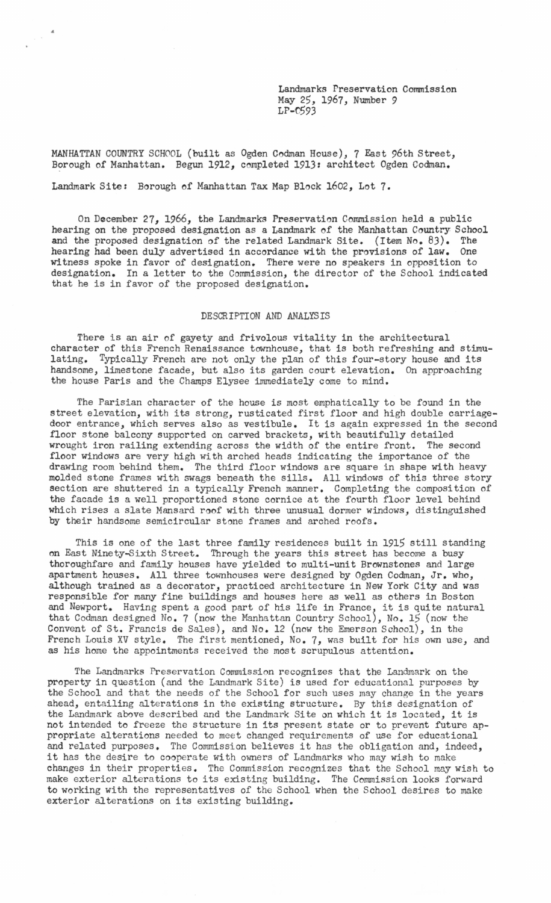Landmarks Preservation Commission
May 25, 1967, Number 9
LP-0593

MANHATTAN COUNTRY SCHOOL (built as Ogden Codman House), 7 East 96th Street, Borough of Manhattan. Begun 1912, completed 1913: architect Ogden Codman.

Landmark Site: Borough of Manhattan Tax Map Block 1602, Lot 7.

On December 27, 1966, the Landmarks Preservation Commission held a public hearing on the proposed designation as a Landmark of the Manhattan Country School and the proposed designation of the related Landmark Site. (Item No. 83). The hearing had been duly advertised in accordance with the provisions of law. One witness spoke in favor of designation. There were no speakers in opposition to designation. In a letter to the Commission, the director of the School indicated that he is in favor of the proposed designation.

## DESCRIPTION AND ANALYSIS

There is an air of gayety and frivolous vitality in the architectural character of this French Renaissance townhouse, that is both refreshing and stimulating. Typically French are not only the plan of this four-story house and its handsome, limestone facade, but also its garden court elevation. On approaching the house Paris and the Champs Elysee immediately come to mind.

The Parisian character of the house is most emphatically to be found in the street elevation, with its strong, rusticated first floor and high double carriage-door entrance, which serves also as vestibule. It is again expressed in the second floor stone balcony supported on carved brackets, with beautifully detailed wrought iron railing extending across the width of the entire front. The second floor windows are very high with arched heads indicating the importance of the drawing room behind them. The third floor windows are square in shape with heavy molded stone frames with swags beneath the sills. All windows of this three story section are shuttered in a typically French manner. Completing the composition of the facade is a well proportioned stone cornice at the fourth floor level behind which rises a slate Mansard roof with three unusual dormer windows, distinguished by their handsome semicircular stone frames and arched roofs.

This is one of the last three family residences built in 1915 still standing on East Ninety-Sixth Street. Through the years this street has become a busy thoroughfare and family houses have yielded to multi-unit Brownstones and large apartment houses. All three townhouses were designed by Ogden Codman, Jr. who, although trained as a decorator, practiced architecture in New York City and was responsible for many fine buildings and houses here as well as others in Boston and Newport. Having spent a good part of his life in France, it is quite natural that Codman designed No. 7 (now the Manhattan Country School), No. 15 (now the Convent of St. Francis de Sales), and No. 12 (now the Emerson School), in the French Louis XV style. The first mentioned, No. 7, was built for his own use, and as his home the appointments received the most scrupulous attention.

The Landmarks Preservation Commission recognizes that the Landmark on the property in question (and the Landmark Site) is used for educational purposes by the School and that the needs of the School for such uses may change in the years ahead, entailing alterations in the existing structure. By this designation of the Landmark above described and the Landmark Site on which it is located, it is not intended to freeze the structure in its present state or to prevent future appropriate alterations needed to meet changed requirements of use for educational and related purposes. The Commission believes it has the obligation and, indeed, it has the desire to cooperate with owners of Landmarks who may wish to make changes in their properties. The Commission recognizes that the School may wish to make exterior alterations to its existing building. The Commission looks forward to working with the representatives of the School when the School desires to make exterior alterations on its existing building.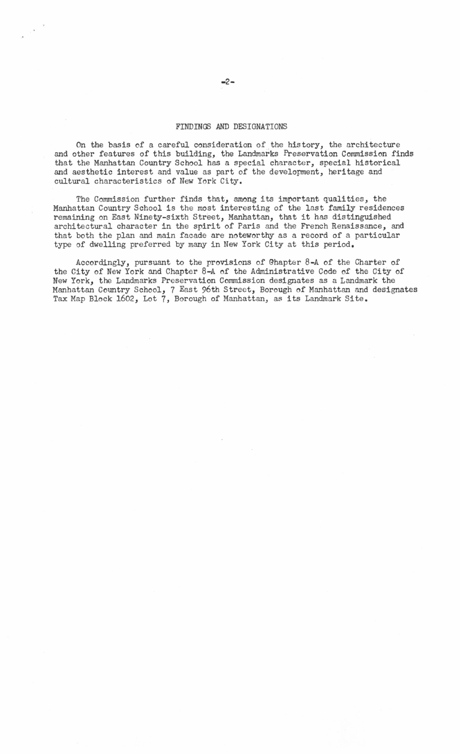## FINDINGS AND DESIGNATIONS

On the basis of a careful consideration of the history, the architecture and other features of this building, the Landmarks Preservation Commission finds that the Manhattan Country School has a special character, special historical and aesthetic interest and value as part of the development, heritage and cultural characteristics of New York City.

The Commission further finds that, among its important qualities, the Manhattan Country School is the most interesting of the last family residences remaining on East Ninety-sixth Street, Manhattan, that it has distinguished architectural character in the spirit of Paris and the French Renaissance, and that both the plan and main facade are noteworthy as a record of a particular type of dwelling preferred by many in New York City at this period.

Accordingly, pursuant to the provisions of Chapter 8-A of the Charter of the City of New York and Chapter 8-A of the Administrative Code of the City of New York, the Landmarks Preservation Commission designates as a Landmark the Manhattan Country School, 7 East 96th Street, Borough of Manhattan and designates Tax Map Block 1602, Lot 7, Borough of Manhattan, as its Landmark Site.